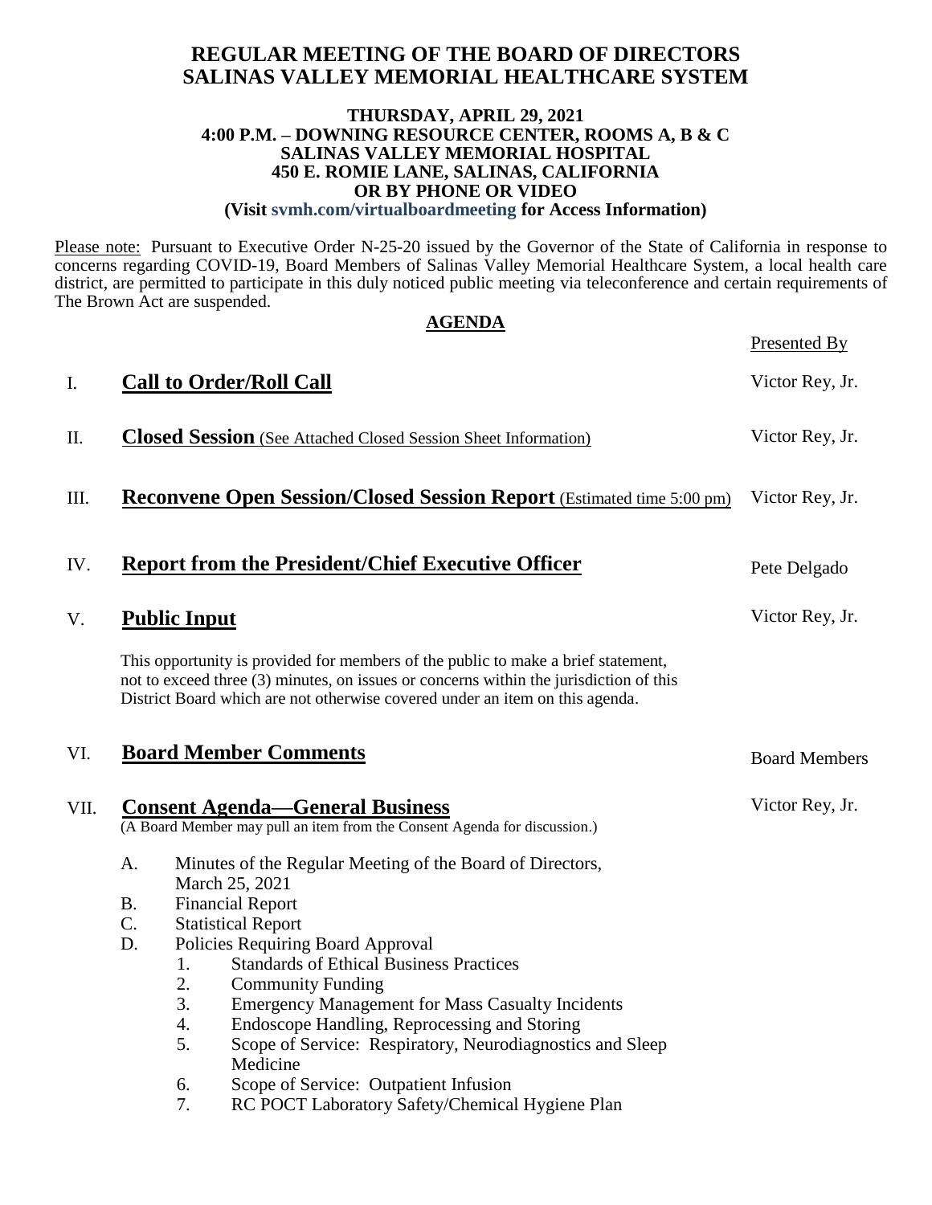# REGULAR MEETING OF THE BOARD OF DIRECTORS
# SALINAS VALLEY MEMORIAL HEALTHCARE SYSTEM

**THURSDAY, APRIL 29, 2021**
**4:00 P.M. – DOWNING RESOURCE CENTER, ROOMS A, B & C**
**SALINAS VALLEY MEMORIAL HOSPITAL**
**450 E. ROMIE LANE, SALINAS, CALIFORNIA**
**OR BY PHONE OR VIDEO**
**(Visit svmh.com/virtualboardmeeting for Access Information)**

Please note: Pursuant to Executive Order N-25-20 issued by the Governor of the State of California in response to concerns regarding COVID-19, Board Members of Salinas Valley Memorial Healthcare System, a local health care district, are permitted to participate in this duly noticed public meeting via teleconference and certain requirements of The Brown Act are suspended.

## AGENDA

| | | Presented By |
|---|---|---|
| I. | **Call to Order/Roll Call** | Victor Rey, Jr. |
| II. | **Closed Session** (See Attached Closed Session Sheet Information) | Victor Rey, Jr. |
| III. | **Reconvene Open Session/Closed Session Report** (Estimated time 5:00 pm) | Victor Rey, Jr. |
| IV. | **Report from the President/Chief Executive Officer** | Pete Delgado |
| V. | **Public Input** | Victor Rey, Jr. |

This opportunity is provided for members of the public to make a brief statement, not to exceed three (3) minutes, on issues or concerns within the jurisdiction of this District Board which are not otherwise covered under an item on this agenda.

| | | |
|---|---|---|
| VI. | **Board Member Comments** | Board Members |
| VII. | **Consent Agenda—General Business** (A Board Member may pull an item from the Consent Agenda for discussion.) | Victor Rey, Jr. |

A. Minutes of the Regular Meeting of the Board of Directors, March 25, 2021
B. Financial Report
C. Statistical Report
D. Policies Requiring Board Approval
   1. Standards of Ethical Business Practices
   2. Community Funding
   3. Emergency Management for Mass Casualty Incidents
   4. Endoscope Handling, Reprocessing and Storing
   5. Scope of Service: Respiratory, Neurodiagnostics and Sleep Medicine
   6. Scope of Service: Outpatient Infusion
   7. RC POCT Laboratory Safety/Chemical Hygiene Plan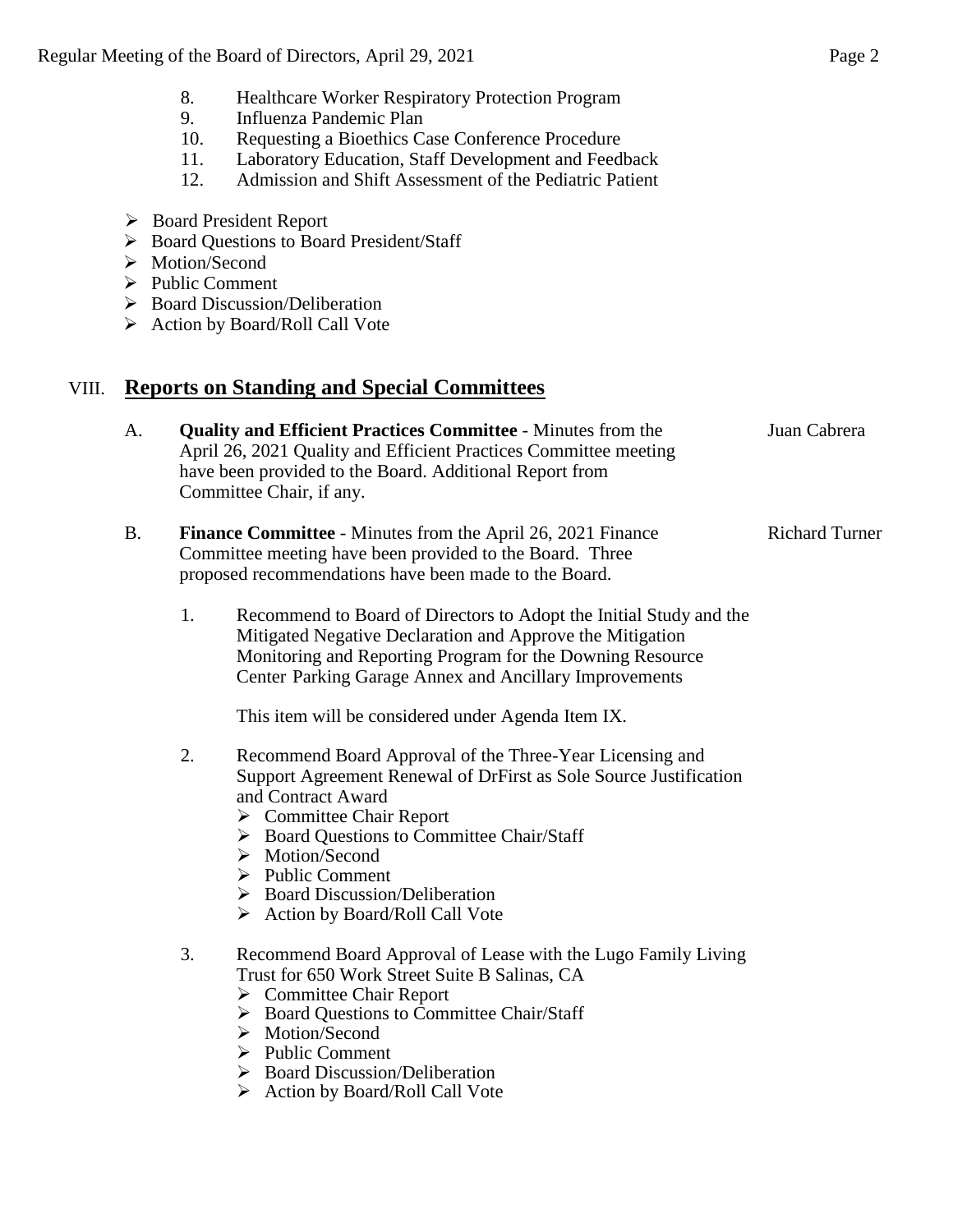8. Healthcare Worker Respiratory Protection Program
9. Influenza Pandemic Plan
10. Requesting a Bioethics Case Conference Procedure
11. Laboratory Education, Staff Development and Feedback
12. Admission and Shift Assessment of the Pediatric Patient

- ➢ Board President Report
- ➢ Board Questions to Board President/Staff
- ➢ Motion/Second
- ➢ Public Comment
- ➢ Board Discussion/Deliberation
- ➢ Action by Board/Roll Call Vote

## VIII. Reports on Standing and Special Committees

A. **Quality and Efficient Practices Committee** - Minutes from the April 26, 2021 Quality and Efficient Practices Committee meeting have been provided to the Board. Additional Report from Committee Chair, if any. — Juan Cabrera

B. **Finance Committee** - Minutes from the April 26, 2021 Finance Committee meeting have been provided to the Board. Three proposed recommendations have been made to the Board. — Richard Turner

1. Recommend to Board of Directors to Adopt the Initial Study and the Mitigated Negative Declaration and Approve the Mitigation Monitoring and Reporting Program for the Downing Resource Center Parking Garage Annex and Ancillary Improvements

   This item will be considered under Agenda Item IX.

2. Recommend Board Approval of the Three-Year Licensing and Support Agreement Renewal of DrFirst as Sole Source Justification and Contract Award
   - ➢ Committee Chair Report
   - ➢ Board Questions to Committee Chair/Staff
   - ➢ Motion/Second
   - ➢ Public Comment
   - ➢ Board Discussion/Deliberation
   - ➢ Action by Board/Roll Call Vote

3. Recommend Board Approval of Lease with the Lugo Family Living Trust for 650 Work Street Suite B Salinas, CA
   - ➢ Committee Chair Report
   - ➢ Board Questions to Committee Chair/Staff
   - ➢ Motion/Second
   - ➢ Public Comment
   - ➢ Board Discussion/Deliberation
   - ➢ Action by Board/Roll Call Vote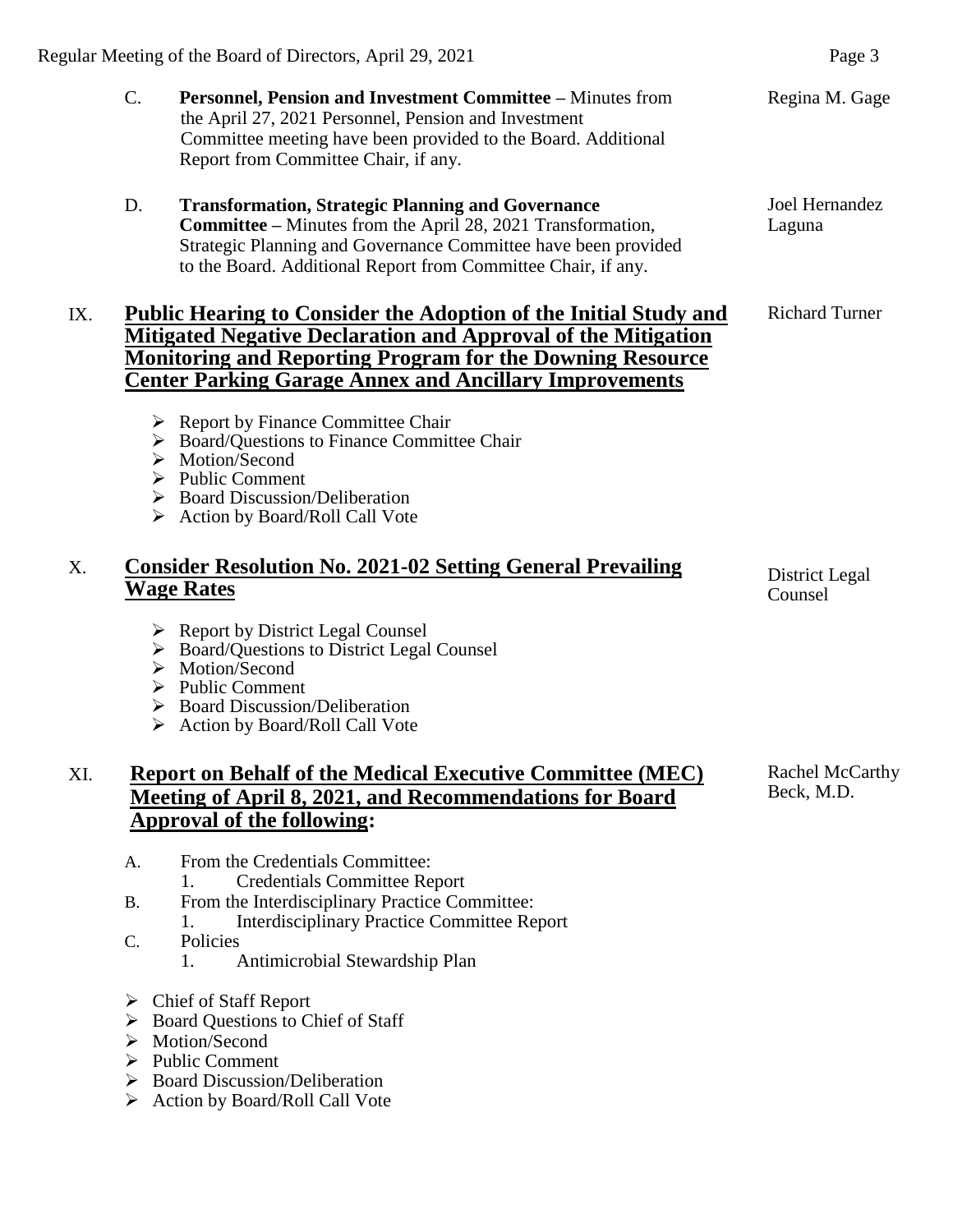C. **Personnel, Pension and Investment Committee –** Minutes from the April 27, 2021 Personnel, Pension and Investment Committee meeting have been provided to the Board. Additional Report from Committee Chair, if any. — Regina M. Gage

D. **Transformation, Strategic Planning and Governance Committee –** Minutes from the April 28, 2021 Transformation, Strategic Planning and Governance Committee have been provided to the Board. Additional Report from Committee Chair, if any. — Joel Hernandez Laguna

## IX. Public Hearing to Consider the Adoption of the Initial Study and Mitigated Negative Declaration and Approval of the Mitigation Monitoring and Reporting Program for the Downing Resource Center Parking Garage Annex and Ancillary Improvements

Richard Turner

- Report by Finance Committee Chair
- Board/Questions to Finance Committee Chair
- Motion/Second
- Public Comment
- Board Discussion/Deliberation
- Action by Board/Roll Call Vote

## X. Consider Resolution No. 2021-02 Setting General Prevailing Wage Rates

District Legal Counsel

- Report by District Legal Counsel
- Board/Questions to District Legal Counsel
- Motion/Second
- Public Comment
- Board Discussion/Deliberation
- Action by Board/Roll Call Vote

## XI. Report on Behalf of the Medical Executive Committee (MEC) Meeting of April 8, 2021, and Recommendations for Board Approval of the following:

Rachel McCarthy Beck, M.D.

A. From the Credentials Committee:
   1. Credentials Committee Report

B. From the Interdisciplinary Practice Committee:
   1. Interdisciplinary Practice Committee Report

C. Policies
   1. Antimicrobial Stewardship Plan

- Chief of Staff Report
- Board Questions to Chief of Staff
- Motion/Second
- Public Comment
- Board Discussion/Deliberation
- Action by Board/Roll Call Vote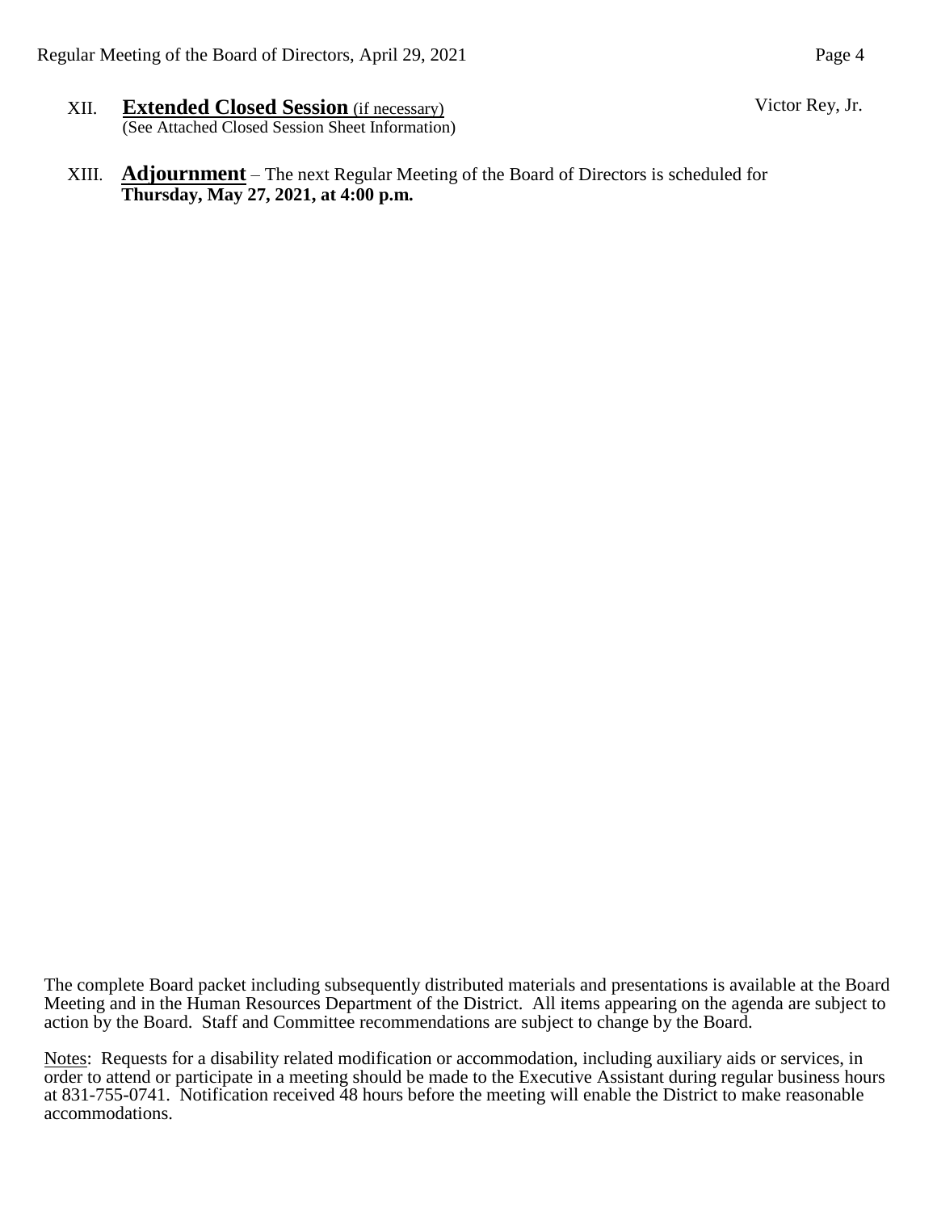XII. **Extended Closed Session** (if necessary) — Victor Rey, Jr.
(See Attached Closed Session Sheet Information)

XIII. **Adjournment** – The next Regular Meeting of the Board of Directors is scheduled for **Thursday, May 27, 2021, at 4:00 p.m.**

The complete Board packet including subsequently distributed materials and presentations is available at the Board Meeting and in the Human Resources Department of the District. All items appearing on the agenda are subject to action by the Board. Staff and Committee recommendations are subject to change by the Board.

Notes: Requests for a disability related modification or accommodation, including auxiliary aids or services, in order to attend or participate in a meeting should be made to the Executive Assistant during regular business hours at 831-755-0741. Notification received 48 hours before the meeting will enable the District to make reasonable accommodations.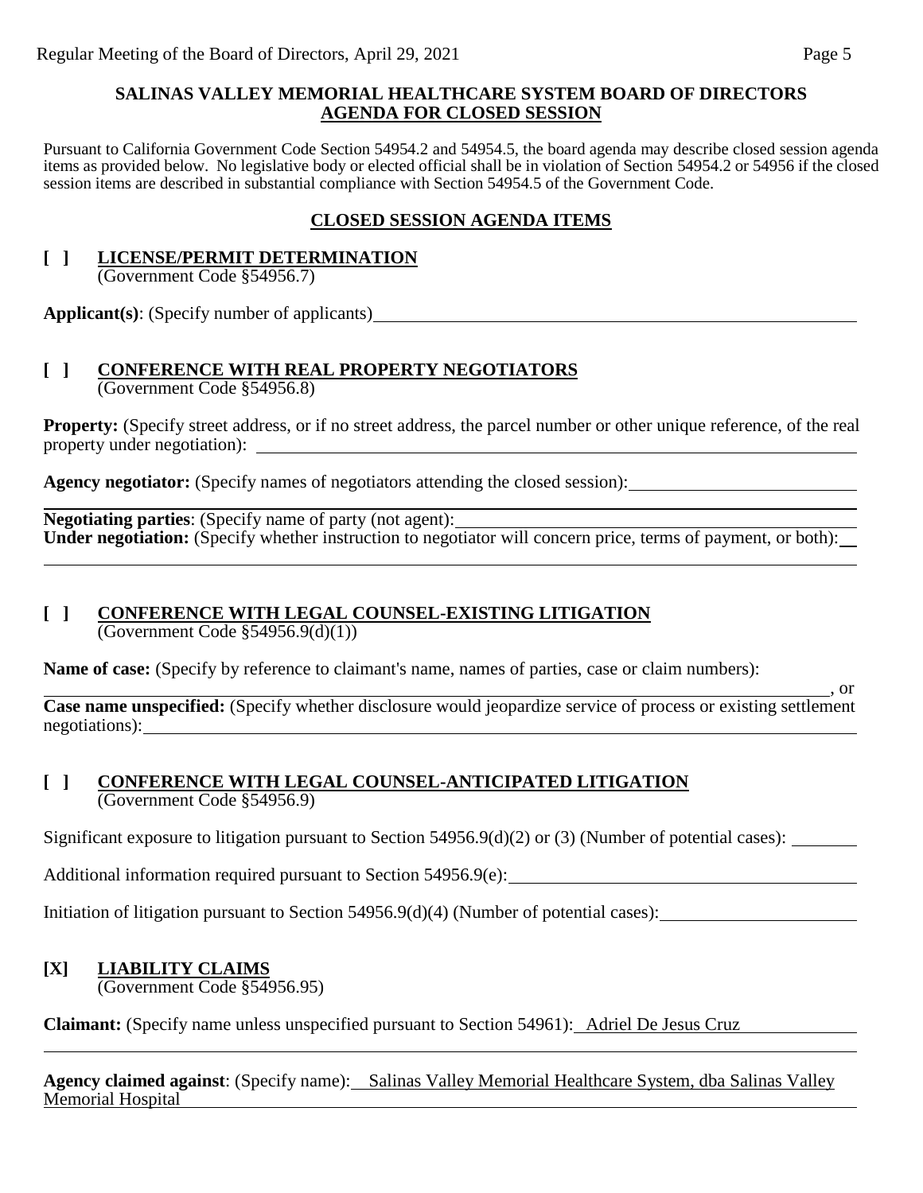**SALINAS VALLEY MEMORIAL HEALTHCARE SYSTEM BOARD OF DIRECTORS**
**AGENDA FOR CLOSED SESSION**

Pursuant to California Government Code Section 54954.2 and 54954.5, the board agenda may describe closed session agenda items as provided below. No legislative body or elected official shall be in violation of Section 54954.2 or 54956 if the closed session items are described in substantial compliance with Section 54954.5 of the Government Code.

**CLOSED SESSION AGENDA ITEMS**

**[ ] LICENSE/PERMIT DETERMINATION**
(Government Code §54956.7)

**Applicant(s)**: (Specify number of applicants)

**[ ] CONFERENCE WITH REAL PROPERTY NEGOTIATORS**
(Government Code §54956.8)

**Property:** (Specify street address, or if no street address, the parcel number or other unique reference, of the real property under negotiation):

**Agency negotiator:** (Specify names of negotiators attending the closed session):

**Negotiating parties**: (Specify name of party (not agent):

**Under negotiation:** (Specify whether instruction to negotiator will concern price, terms of payment, or both):

**[ ] CONFERENCE WITH LEGAL COUNSEL-EXISTING LITIGATION**
(Government Code §54956.9(d)(1))

**Name of case:** (Specify by reference to claimant's name, names of parties, case or claim numbers):

, or

**Case name unspecified:** (Specify whether disclosure would jeopardize service of process or existing settlement negotiations):

**[ ] CONFERENCE WITH LEGAL COUNSEL-ANTICIPATED LITIGATION**
(Government Code §54956.9)

Significant exposure to litigation pursuant to Section 54956.9(d)(2) or (3) (Number of potential cases):

Additional information required pursuant to Section 54956.9(e):

Initiation of litigation pursuant to Section 54956.9(d)(4) (Number of potential cases):

**[X] LIABILITY CLAIMS**
(Government Code §54956.95)

**Claimant:** (Specify name unless unspecified pursuant to Section 54961): Adriel De Jesus Cruz

**Agency claimed against**: (Specify name): Salinas Valley Memorial Healthcare System, dba Salinas Valley Memorial Hospital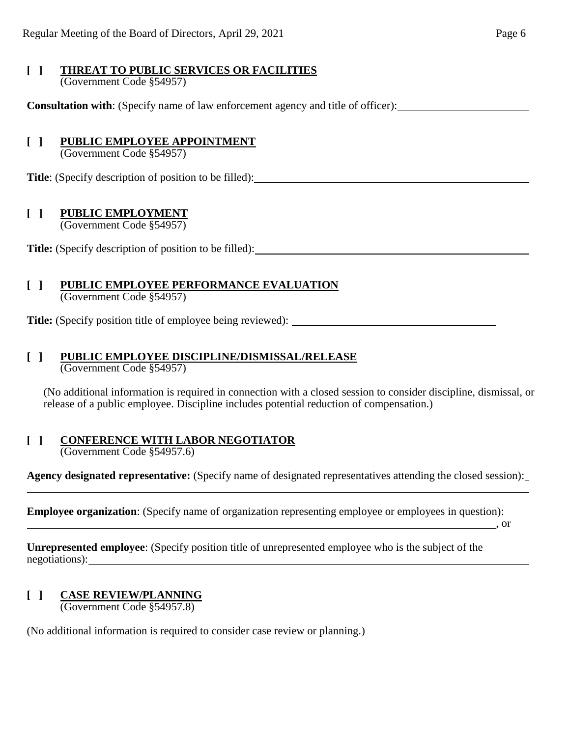**[ ] THREAT TO PUBLIC SERVICES OR FACILITIES**
(Government Code §54957)

**Consultation with**: (Specify name of law enforcement agency and title of officer): ____________________

**[ ] PUBLIC EMPLOYEE APPOINTMENT**
(Government Code §54957)

**Title**: (Specify description of position to be filled): ____________________

**[ ] PUBLIC EMPLOYMENT**
(Government Code §54957)

**Title:** (Specify description of position to be filled): ____________________

**[ ] PUBLIC EMPLOYEE PERFORMANCE EVALUATION**
(Government Code §54957)

**Title:** (Specify position title of employee being reviewed): ____________________

**[ ] PUBLIC EMPLOYEE DISCIPLINE/DISMISSAL/RELEASE**
(Government Code §54957)

(No additional information is required in connection with a closed session to consider discipline, dismissal, or release of a public employee. Discipline includes potential reduction of compensation.)

**[ ] CONFERENCE WITH LABOR NEGOTIATOR**
(Government Code §54957.6)

**Agency designated representative:** (Specify name of designated representatives attending the closed session): ____________________

**Employee organization**: (Specify name of organization representing employee or employees in question): ____________________, or

**Unrepresented employee**: (Specify position title of unrepresented employee who is the subject of the negotiations): ____________________

**[ ] CASE REVIEW/PLANNING**
(Government Code §54957.8)

(No additional information is required to consider case review or planning.)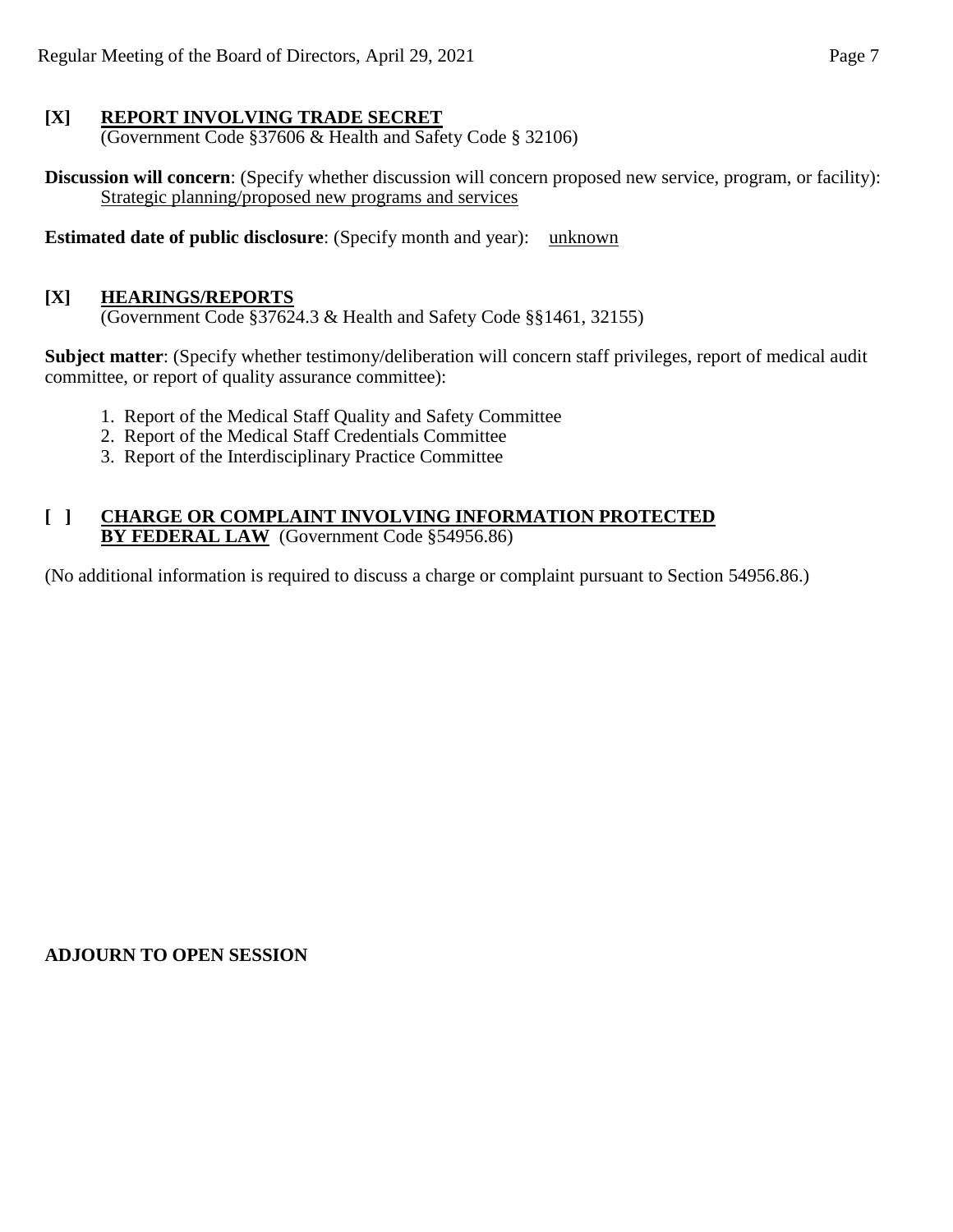**[X] REPORT INVOLVING TRADE SECRET**
(Government Code §37606 & Health and Safety Code § 32106)

**Discussion will concern**: (Specify whether discussion will concern proposed new service, program, or facility): Strategic planning/proposed new programs and services

**Estimated date of public disclosure**: (Specify month and year): unknown

**[X] HEARINGS/REPORTS**
(Government Code §37624.3 & Health and Safety Code §§1461, 32155)

**Subject matter**: (Specify whether testimony/deliberation will concern staff privileges, report of medical audit committee, or report of quality assurance committee):

1. Report of the Medical Staff Quality and Safety Committee
2. Report of the Medical Staff Credentials Committee
3. Report of the Interdisciplinary Practice Committee

**[ ] CHARGE OR COMPLAINT INVOLVING INFORMATION PROTECTED BY FEDERAL LAW** (Government Code §54956.86)

(No additional information is required to discuss a charge or complaint pursuant to Section 54956.86.)

**ADJOURN TO OPEN SESSION**